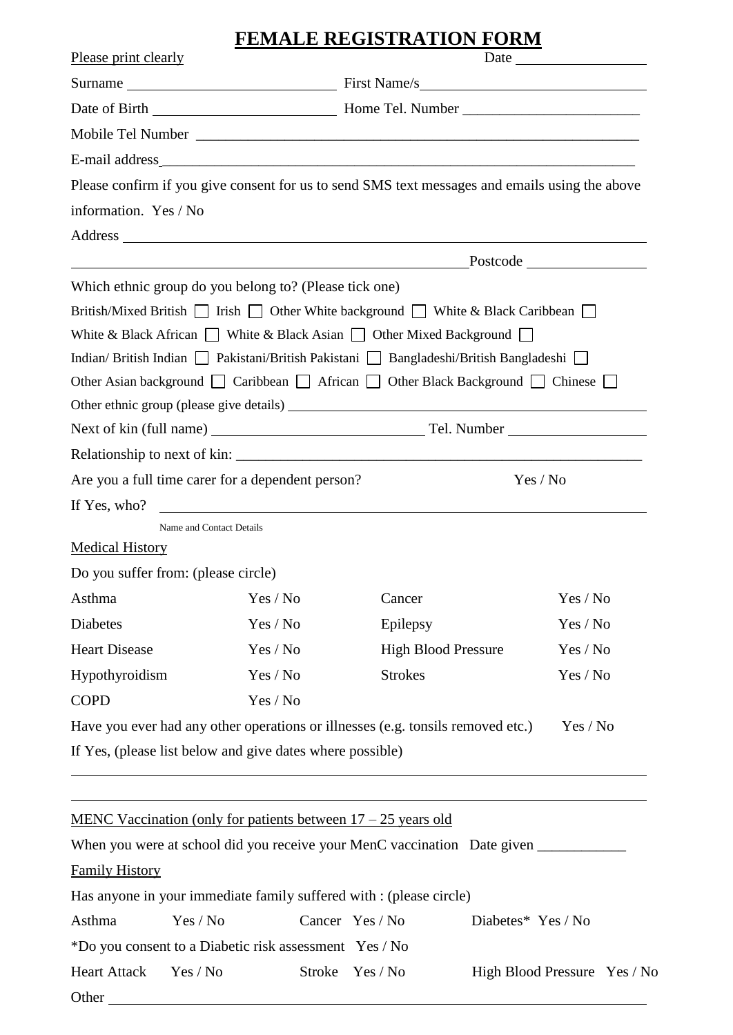# FEMALE REGISTRATION FORM

Please print clearly Date ______________

Surname ______________________ First Name/s ______________________

Date of Birth ______________________ Home Tel. Number ______________________

Mobile Tel Number ______________________________________________

E-mail address______________________________________________

Please confirm if you give consent for us to send SMS text messages and emails using the above information. Yes / No

Address ______________________________________________

______________________________________________Postcode ______________

Which ethnic group do you belong to? (Please tick one)

British/Mixed British ☐ Irish ☐ Other White background ☐ White & Black Caribbean ☐

White & Black African ☐ White & Black Asian ☐ Other Mixed Background ☐

Indian/ British Indian ☐ Pakistani/British Pakistani ☐ Bangladeshi/British Bangladeshi ☐

Other Asian background ☐ Caribbean ☐ African ☐ Other Black Background ☐ Chinese ☐

Other ethnic group (please give details) ______________________________________________

Next of kin (full name) ______________________ Tel. Number ______________

Relationship to next of kin: ______________________________________________

Are you a full time carer for a dependent person? Yes / No

If Yes, who? ______________________________________________

Name and Contact Details

## Medical History

Do you suffer from: (please circle)

| | | | |
|---|---|---|---|
| Asthma | Yes / No | Cancer | Yes / No |
| Diabetes | Yes / No | Epilepsy | Yes / No |
| Heart Disease | Yes / No | High Blood Pressure | Yes / No |
| Hypothyroidism | Yes / No | Strokes | Yes / No |
| COPD | Yes / No | | |

Have you ever had any other operations or illnesses (e.g. tonsils removed etc.) Yes / No

If Yes, (please list below and give dates where possible)

______________________________________________

______________________________________________

## MENC Vaccination (only for patients between 17 – 25 years old)

When you were at school did you receive your MenC vaccination Date given ____________

## Family History

Has anyone in your immediate family suffered with : (please circle)

| | | | | | |
|---|---|---|---|---|---|
| Asthma | Yes / No | Cancer | Yes / No | Diabetes* | Yes / No |

*Do you consent to a Diabetic risk assessment Yes / No

| | | | | | |
|---|---|---|---|---|---|
| Heart Attack | Yes / No | Stroke | Yes / No | High Blood Pressure | Yes / No |

Other ______________________________________________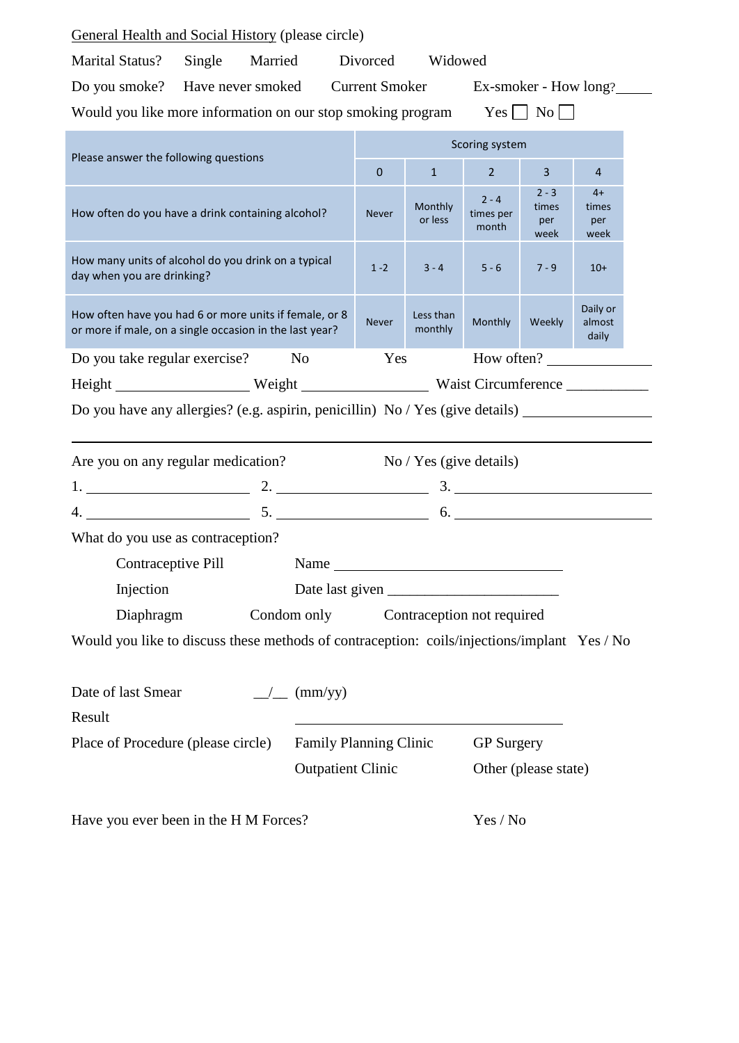General Health and Social History (please circle)

Marital Status? Single Married Divorced Widowed

Do you smoke? Have never smoked Current Smoker Ex-smoker - How long?_____

Would you like more information on our stop smoking program Yes ☐ No ☐

| Please answer the following questions | Scoring system | | | | |
|---|---|---|---|---|---|
| | 0 | 1 | 2 | 3 | 4 |
| How often do you have a drink containing alcohol? | Never | Monthly or less | 2 - 4 times per month | 2 - 3 times per week | 4+ times per week |
| How many units of alcohol do you drink on a typical day when you are drinking? | 1 -2 | 3 - 4 | 5 - 6 | 7 - 9 | 10+ |
| How often have you had 6 or more units if female, or 8 or more if male, on a single occasion in the last year? | Never | Less than monthly | Monthly | Weekly | Daily or almost daily |

Do you take regular exercise? No Yes How often? ______________

Height __________________ Weight ________________ Waist Circumference ___________

Do you have any allergies? (e.g. aspirin, penicillin) No / Yes (give details) _________________

_____________________________________________________________________________

Are you on any regular medication? No / Yes (give details)

1. ____________________ 2. ____________________ 3. ____________________

4. ____________________ 5. ____________________ 6. ____________________

What do you use as contraception?

Contraceptive Pill Name ______________________________

Injection Date last given ______________________

Diaphragm Condom only Contraception not required

Would you like to discuss these methods of contraception: coils/injections/implant Yes / No

Date of last Smear __/__ (mm/yy)

Result ______________________________

Place of Procedure (please circle) Family Planning Clinic GP Surgery

Outpatient Clinic Other (please state)

Have you ever been in the H M Forces? Yes / No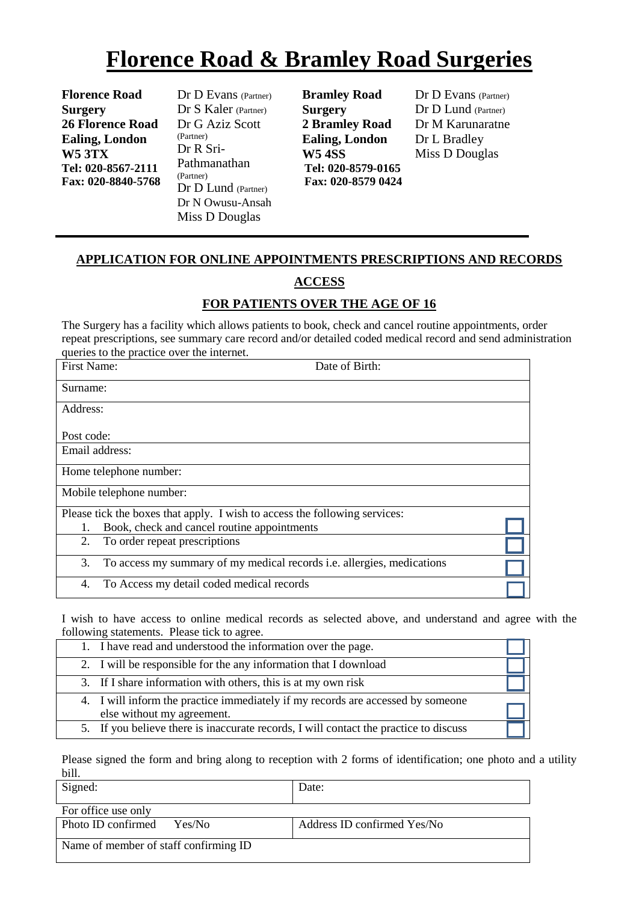# Florence Road & Bramley Road Surgeries

**Florence Road Surgery**
**26 Florence Road**
**Ealing, London**
**W5 3TX**
**Tel: 020-8567-2111**
**Fax: 020-8840-5768**

Dr D Evans (Partner)
Dr S Kaler (Partner)
Dr G Aziz Scott (Partner)
Dr R Sri-Pathmanathan (Partner)
Dr D Lund (Partner)
Dr N Owusu-Ansah
Miss D Douglas

**Bramley Road Surgery**
**2 Bramley Road**
**Ealing, London**
**W5 4SS**
**Tel: 020-8579-0165**
**Fax: 020-8579 0424**

Dr D Evans (Partner)
Dr D Lund (Partner)
Dr M Karunaratne
Dr L Bradley
Miss D Douglas

---

## APPLICATION FOR ONLINE APPOINTMENTS PRESCRIPTIONS AND RECORDS ACCESS

## FOR PATIENTS OVER THE AGE OF 16

The Surgery has a facility which allows patients to book, check and cancel routine appointments, order repeat prescriptions, see summary care record and/or detailed coded medical record and send administration queries to the practice over the internet.

| First Name: | Date of Birth: |
|---|---|
| Surname: | |
| Address:<br><br>Post code: | |
| Email address: | |
| Home telephone number: | |
| Mobile telephone number: | |

| Please tick the boxes that apply. I wish to access the following services: | |
|---|---|
| 1. Book, check and cancel routine appointments | ☐ |
| 2. To order repeat prescriptions | ☐ |
| 3. To access my summary of my medical records i.e. allergies, medications | ☐ |
| 4. To Access my detail coded medical records | ☐ |

I wish to have access to online medical records as selected above, and understand and agree with the following statements. Please tick to agree.

| Statement | |
|---|---|
| 1. I have read and understood the information over the page. | ☐ |
| 2. I will be responsible for the any information that I download | ☐ |
| 3. If I share information with others, this is at my own risk | ☐ |
| 4. I will inform the practice immediately if my records are accessed by someone else without my agreement. | ☐ |
| 5. If you believe there is inaccurate records, I will contact the practice to discuss | ☐ |

Please signed the form and bring along to reception with 2 forms of identification; one photo and a utility bill.

| Signed: | Date: |
|---|---|
| For office use only | |
| Photo ID confirmed Yes/No | Address ID confirmed Yes/No |
| Name of member of staff confirming ID | |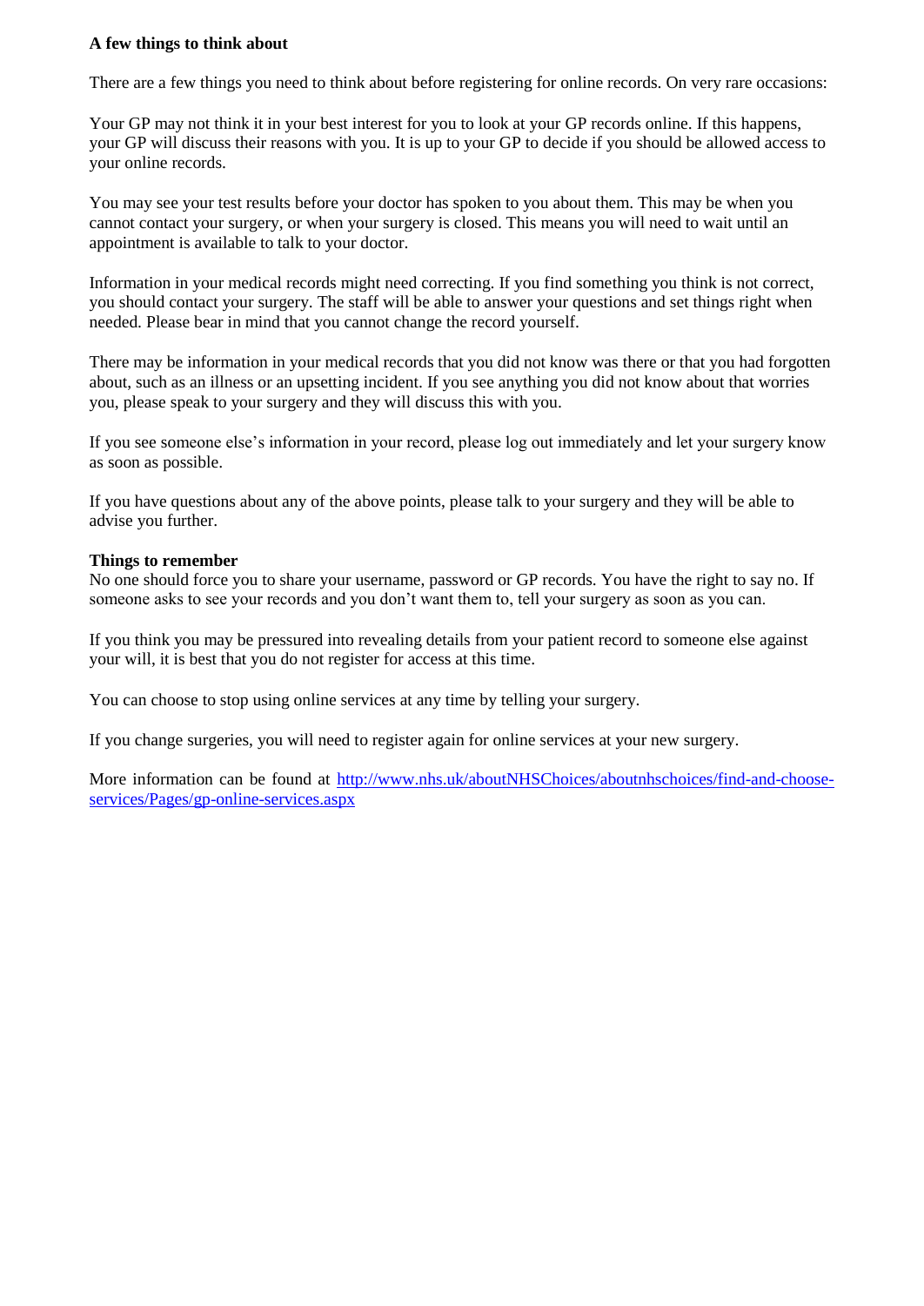**A few things to think about**

There are a few things you need to think about before registering for online records. On very rare occasions:

Your GP may not think it in your best interest for you to look at your GP records online. If this happens, your GP will discuss their reasons with you. It is up to your GP to decide if you should be allowed access to your online records.

You may see your test results before your doctor has spoken to you about them. This may be when you cannot contact your surgery, or when your surgery is closed. This means you will need to wait until an appointment is available to talk to your doctor.

Information in your medical records might need correcting. If you find something you think is not correct, you should contact your surgery. The staff will be able to answer your questions and set things right when needed. Please bear in mind that you cannot change the record yourself.

There may be information in your medical records that you did not know was there or that you had forgotten about, such as an illness or an upsetting incident. If you see anything you did not know about that worries you, please speak to your surgery and they will discuss this with you.

If you see someone else's information in your record, please log out immediately and let your surgery know as soon as possible.

If you have questions about any of the above points, please talk to your surgery and they will be able to advise you further.

**Things to remember**

No one should force you to share your username, password or GP records. You have the right to say no. If someone asks to see your records and you don't want them to, tell your surgery as soon as you can.

If you think you may be pressured into revealing details from your patient record to someone else against your will, it is best that you do not register for access at this time.

You can choose to stop using online services at any time by telling your surgery.

If you change surgeries, you will need to register again for online services at your new surgery.

More information can be found at [http://www.nhs.uk/aboutNHSChoices/aboutnhschoices/find-and-choose-services/Pages/gp-online-services.aspx](http://www.nhs.uk/aboutNHSChoices/aboutnhschoices/find-and-choose-services/Pages/gp-online-services.aspx)